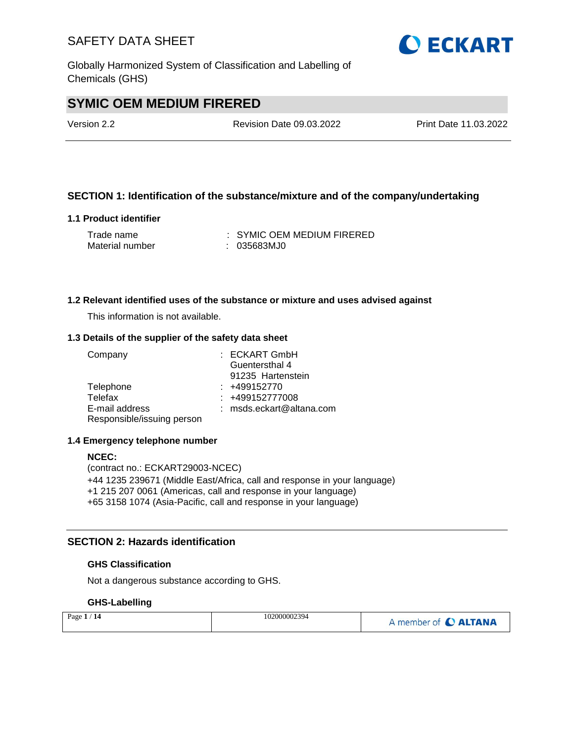# SAFETY DATA SHEET

Globally Harmonized System of Classification and Labelling of Chemicals (GHS)

## SYMIC OEM MEDIUM FIRERED

Version 2.2 | Revision Date 09.03.2022 | Print Date 11.03.2022

---

## SECTION 1: Identification of the substance/mixture and of the company/undertaking

### 1.1 Product identifier

| | |
|---|---|
| Trade name | : SYMIC OEM MEDIUM FIRERED |
| Material number | : 035683MJ0 |

### 1.2 Relevant identified uses of the substance or mixture and uses advised against

This information is not available.

### 1.3 Details of the supplier of the safety data sheet

| | |
|---|---|
| Company | : ECKART GmbH<br>Guentersthal 4<br>91235 Hartenstein |
| Telephone | : +499152770 |
| Telefax | : +499152777008 |
| E-mail address | : msds.eckart@altana.com |
| Responsible/issuing person | |

### 1.4 Emergency telephone number

**NCEC:**
(contract no.: ECKART29003-NCEC)
+44 1235 239671 (Middle East/Africa, call and response in your language)
+1 215 207 0061 (Americas, call and response in your language)
+65 3158 1074 (Asia-Pacific, call and response in your language)

---

## SECTION 2: Hazards identification

### GHS Classification

Not a dangerous substance according to GHS.

### GHS-Labelling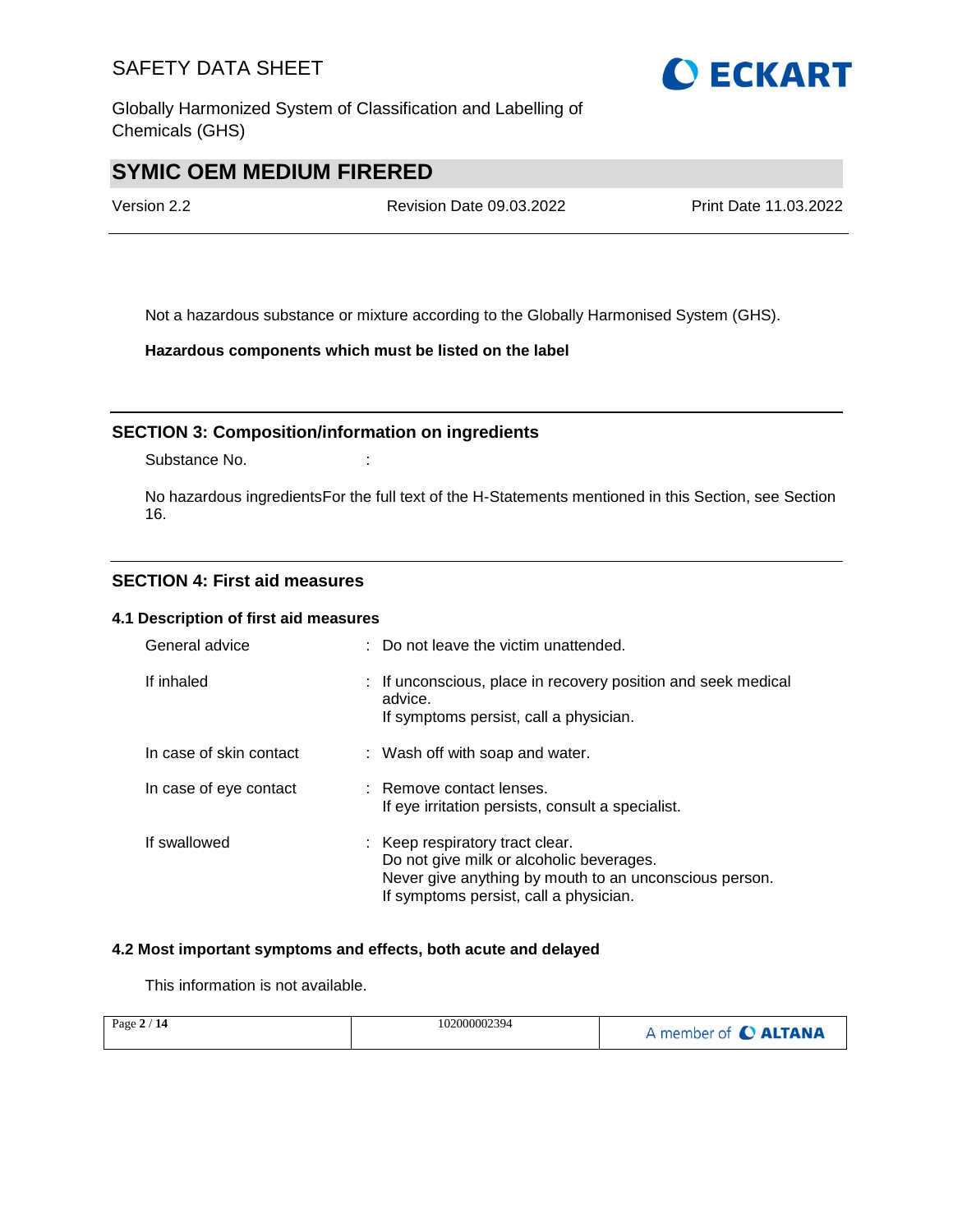Not a hazardous substance or mixture according to the Globally Harmonised System (GHS).

**Hazardous components which must be listed on the label**

## SECTION 3: Composition/information on ingredients

Substance No. :

No hazardous ingredientsFor the full text of the H-Statements mentioned in this Section, see Section 16.

## SECTION 4: First aid measures

### 4.1 Description of first aid measures

| | |
|---|---|
| General advice | : Do not leave the victim unattended. |
| If inhaled | : If unconscious, place in recovery position and seek medical advice.<br>If symptoms persist, call a physician. |
| In case of skin contact | : Wash off with soap and water. |
| In case of eye contact | : Remove contact lenses.<br>If eye irritation persists, consult a specialist. |
| If swallowed | : Keep respiratory tract clear.<br>Do not give milk or alcoholic beverages.<br>Never give anything by mouth to an unconscious person.<br>If symptoms persist, call a physician. |

### 4.2 Most important symptoms and effects, both acute and delayed

This information is not available.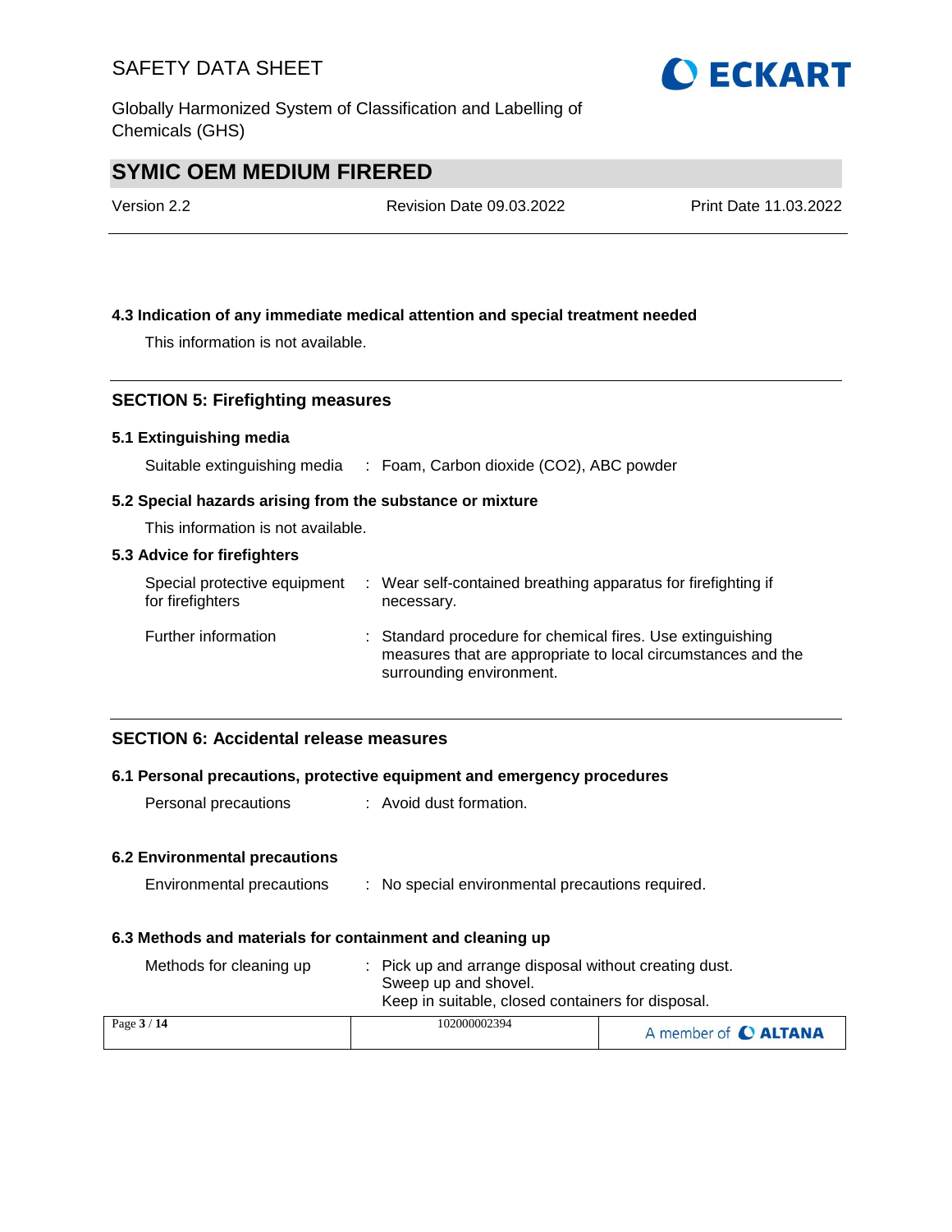### 4.3 Indication of any immediate medical attention and special treatment needed

This information is not available.

## SECTION 5: Firefighting measures

### 5.1 Extinguishing media

| | |
|---|---|
| Suitable extinguishing media | : Foam, Carbon dioxide ($CO_2$), ABC powder |

### 5.2 Special hazards arising from the substance or mixture

This information is not available.

### 5.3 Advice for firefighters

| | |
|---|---|
| Special protective equipment for firefighters | : Wear self-contained breathing apparatus for firefighting if necessary. |
| Further information | : Standard procedure for chemical fires. Use extinguishing measures that are appropriate to local circumstances and the surrounding environment. |

## SECTION 6: Accidental release measures

### 6.1 Personal precautions, protective equipment and emergency procedures

| | |
|---|---|
| Personal precautions | : Avoid dust formation. |

### 6.2 Environmental precautions

| | |
|---|---|
| Environmental precautions | : No special environmental precautions required. |

### 6.3 Methods and materials for containment and cleaning up

| | |
|---|---|
| Methods for cleaning up | : Pick up and arrange disposal without creating dust.<br>Sweep up and shovel.<br>Keep in suitable, closed containers for disposal. |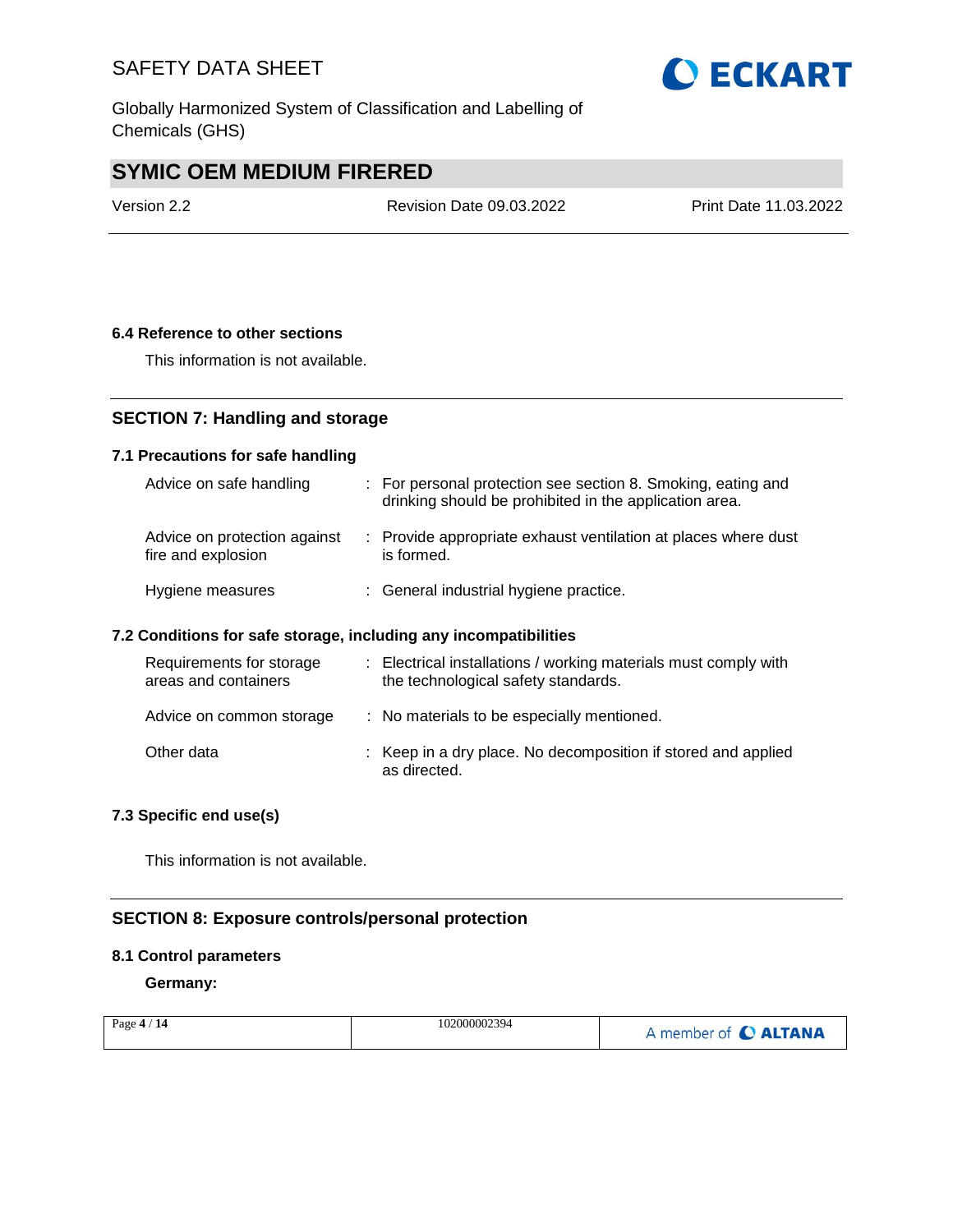### 6.4 Reference to other sections

This information is not available.

## SECTION 7: Handling and storage

### 7.1 Precautions for safe handling

| | |
|---|---|
| Advice on safe handling | : For personal protection see section 8. Smoking, eating and drinking should be prohibited in the application area. |
| Advice on protection against fire and explosion | : Provide appropriate exhaust ventilation at places where dust is formed. |
| Hygiene measures | : General industrial hygiene practice. |

### 7.2 Conditions for safe storage, including any incompatibilities

| | |
|---|---|
| Requirements for storage areas and containers | : Electrical installations / working materials must comply with the technological safety standards. |
| Advice on common storage | : No materials to be especially mentioned. |
| Other data | : Keep in a dry place. No decomposition if stored and applied as directed. |

### 7.3 Specific end use(s)

This information is not available.

## SECTION 8: Exposure controls/personal protection

### 8.1 Control parameters

**Germany:**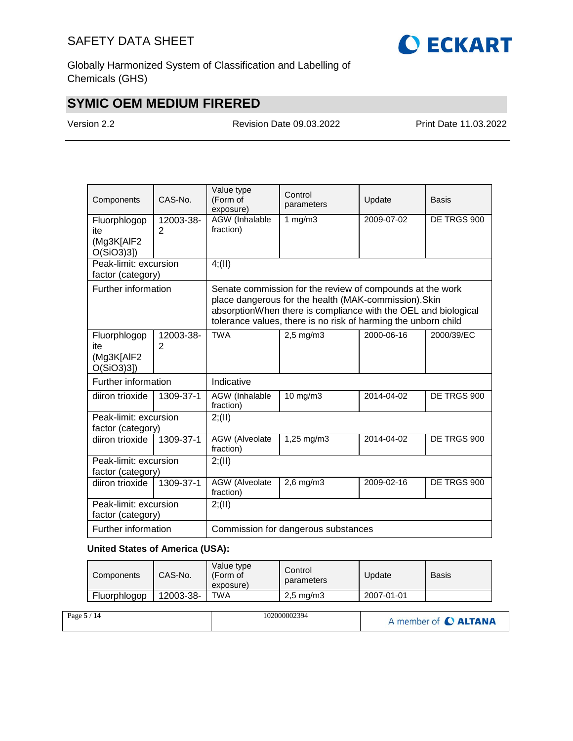| Components | CAS-No. | Value type (Form of exposure) | Control parameters | Update | Basis |
|---|---|---|---|---|---|
| Fluorphlogopite (Mg3K[AlF2 O(SiO3)3]) | 12003-38-2 | AGW (Inhalable fraction) | 1 mg/m3 | 2009-07-02 | DE TRGS 900 |
| Peak-limit: excursion factor (category) | | 4;(II) | | | |
| Further information | | Senate commission for the review of compounds at the work place dangerous for the health (MAK-commission).Skin absorptionWhen there is compliance with the OEL and biological tolerance values, there is no risk of harming the unborn child | | | |
| Fluorphlogopite (Mg3K[AlF2 O(SiO3)3]) | 12003-38-2 | TWA | 2,5 mg/m3 | 2000-06-16 | 2000/39/EC |
| Further information | | Indicative | | | |
| diiron trioxide | 1309-37-1 | AGW (Inhalable fraction) | 10 mg/m3 | 2014-04-02 | DE TRGS 900 |
| Peak-limit: excursion factor (category) | | 2;(II) | | | |
| diiron trioxide | 1309-37-1 | AGW (Alveolate fraction) | 1,25 mg/m3 | 2014-04-02 | DE TRGS 900 |
| Peak-limit: excursion factor (category) | | 2;(II) | | | |
| diiron trioxide | 1309-37-1 | AGW (Alveolate fraction) | 2,6 mg/m3 | 2009-02-16 | DE TRGS 900 |
| Peak-limit: excursion factor (category) | | 2;(II) | | | |
| Further information | | Commission for dangerous substances | | | |

**United States of America (USA):**

| Components | CAS-No. | Value type (Form of exposure) | Control parameters | Update | Basis |
|---|---|---|---|---|---|
| Fluorphlogop | 12003-38- | TWA | 2,5 mg/m3 | 2007-01-01 | |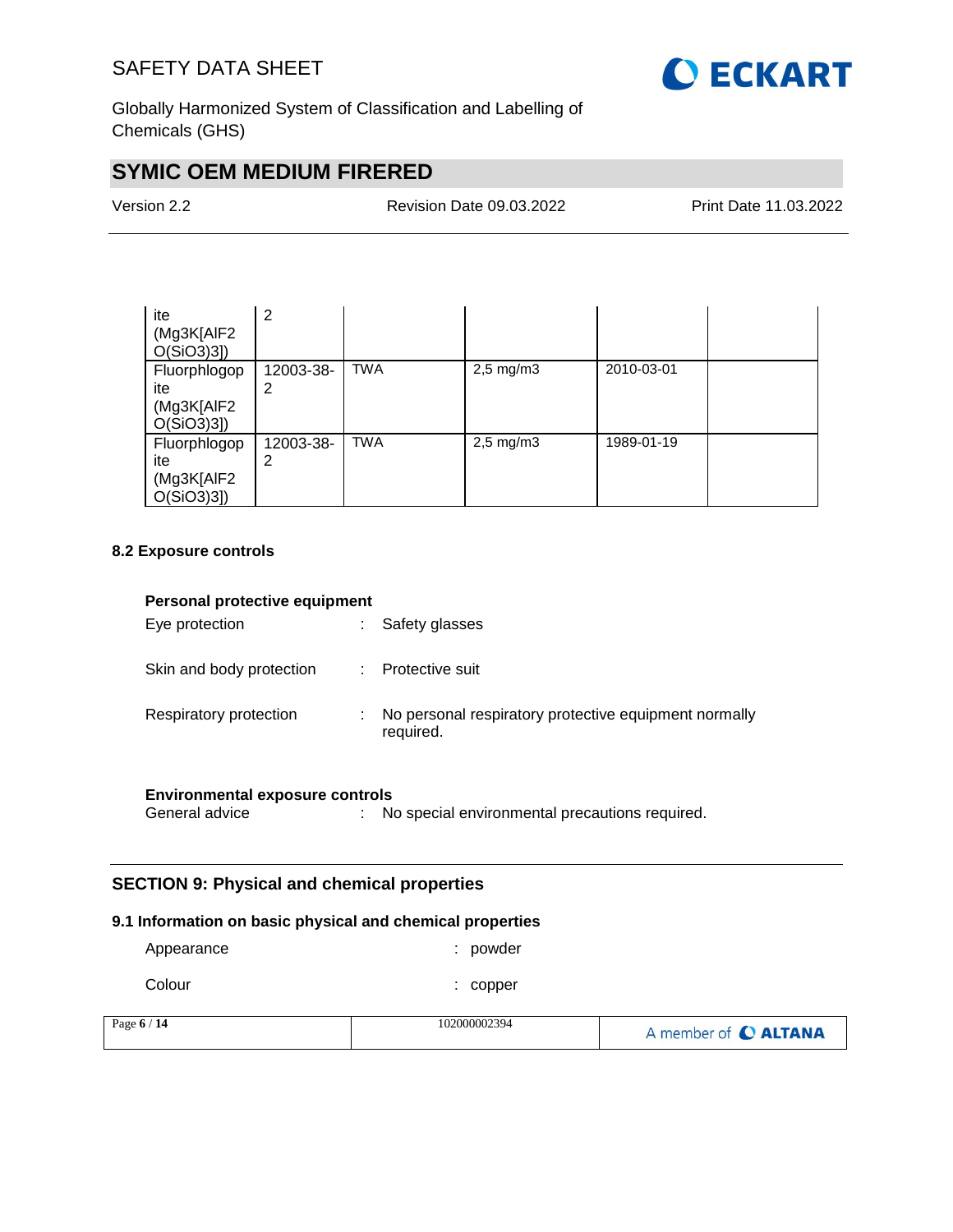| | | | | | |
|---|---|---|---|---|---|
| ite (Mg3K[AlF2 O(SiO3)3]) | 2 | | | | |
| Fluorphlogop ite (Mg3K[AlF2 O(SiO3)3]) | 12003-38-2 | TWA | 2,5 mg/m3 | 2010-03-01 | |
| Fluorphlogop ite (Mg3K[AlF2 O(SiO3)3]) | 12003-38-2 | TWA | 2,5 mg/m3 | 1989-01-19 | |

### 8.2 Exposure controls

**Personal protective equipment**

Eye protection : Safety glasses

Skin and body protection : Protective suit

Respiratory protection : No personal respiratory protective equipment normally required.

**Environmental exposure controls**

General advice : No special environmental precautions required.

## SECTION 9: Physical and chemical properties

### 9.1 Information on basic physical and chemical properties

Appearance : powder

Colour : copper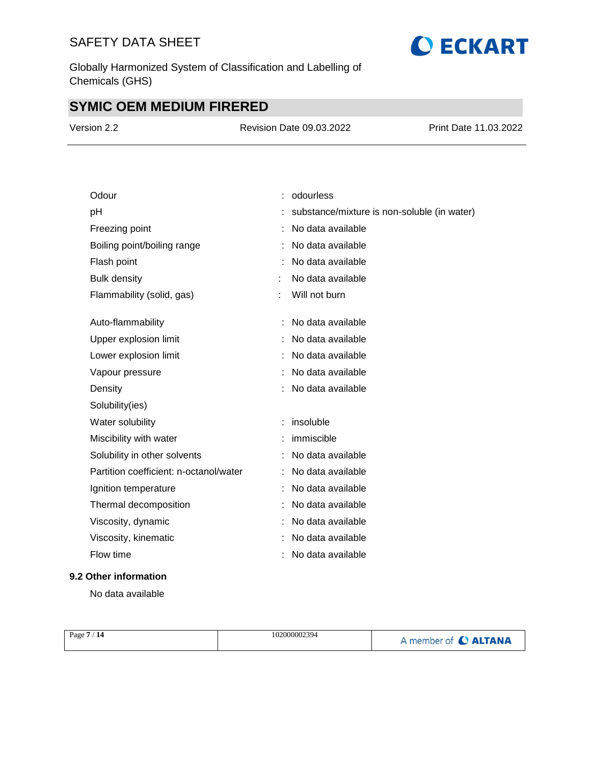| | | |
|---|---|---|
| Odour | : | odourless |
| pH | : | substance/mixture is non-soluble (in water) |
| Freezing point | : | No data available |
| Boiling point/boiling range | : | No data available |
| Flash point | : | No data available |
| Bulk density | : | No data available |
| Flammability (solid, gas) | : | Will not burn |
| Auto-flammability | : | No data available |
| Upper explosion limit | : | No data available |
| Lower explosion limit | : | No data available |
| Vapour pressure | : | No data available |
| Density | : | No data available |
| Solubility(ies) | | |
| Water solubility | : | insoluble |
| Miscibility with water | : | immiscible |
| Solubility in other solvents | : | No data available |
| Partition coefficient: n-octanol/water | : | No data available |
| Ignition temperature | : | No data available |
| Thermal decomposition | : | No data available |
| Viscosity, dynamic | : | No data available |
| Viscosity, kinematic | : | No data available |
| Flow time | : | No data available |

### 9.2 Other information

No data available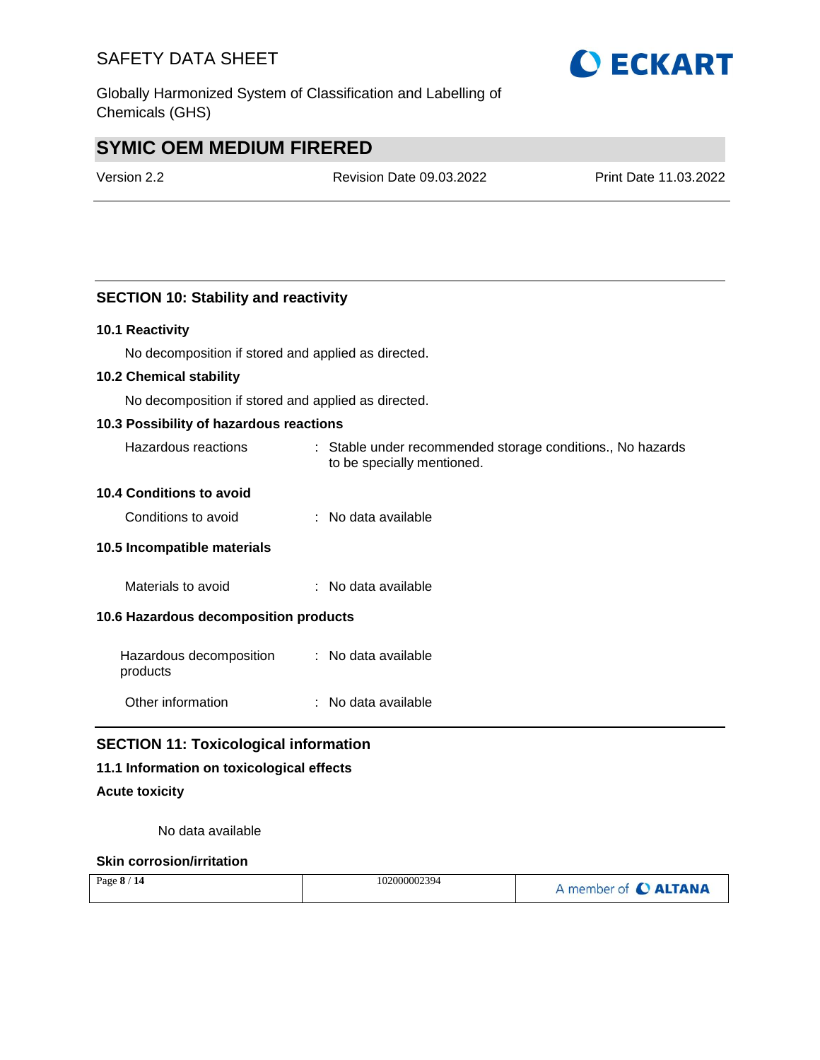## SECTION 10: Stability and reactivity

### 10.1 Reactivity

No decomposition if stored and applied as directed.

### 10.2 Chemical stability

No decomposition if stored and applied as directed.

### 10.3 Possibility of hazardous reactions

| | |
|---|---|
| Hazardous reactions | : Stable under recommended storage conditions., No hazards to be specially mentioned. |

### 10.4 Conditions to avoid

| | |
|---|---|
| Conditions to avoid | : No data available |

### 10.5 Incompatible materials

| | |
|---|---|
| Materials to avoid | : No data available |

### 10.6 Hazardous decomposition products

| | |
|---|---|
| Hazardous decomposition products | : No data available |
| Other information | : No data available |

## SECTION 11: Toxicological information

### 11.1 Information on toxicological effects

**Acute toxicity**

No data available

**Skin corrosion/irritation**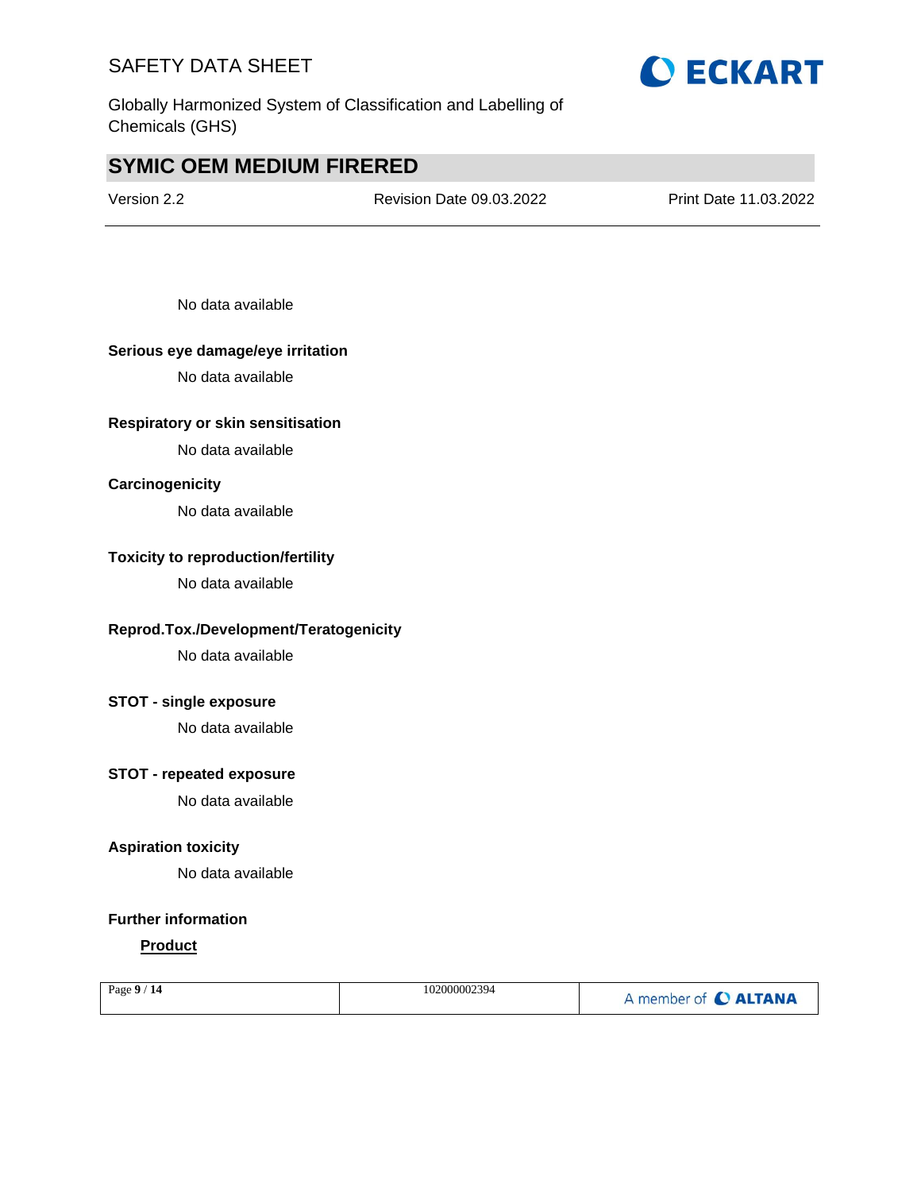No data available

**Serious eye damage/eye irritation**

No data available

**Respiratory or skin sensitisation**

No data available

**Carcinogenicity**

No data available

**Toxicity to reproduction/fertility**

No data available

**Reprod.Tox./Development/Teratogenicity**

No data available

**STOT - single exposure**

No data available

**STOT - repeated exposure**

No data available

**Aspiration toxicity**

No data available

**Further information**

**Product**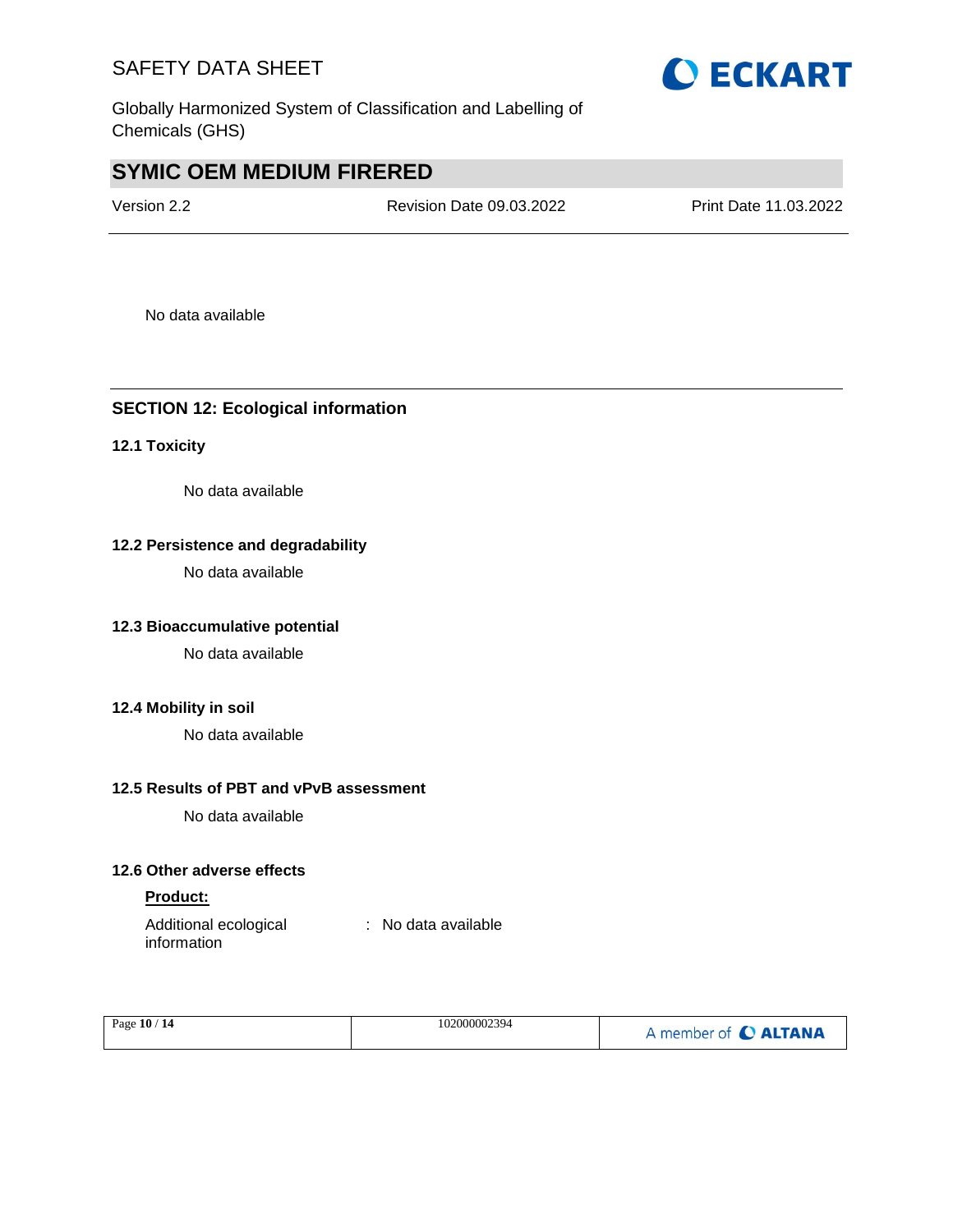No data available

## SECTION 12: Ecological information

### 12.1 Toxicity

No data available

### 12.2 Persistence and degradability

No data available

### 12.3 Bioaccumulative potential

No data available

### 12.4 Mobility in soil

No data available

### 12.5 Results of PBT and vPvB assessment

No data available

### 12.6 Other adverse effects

**Product:**

Additional ecological information : No data available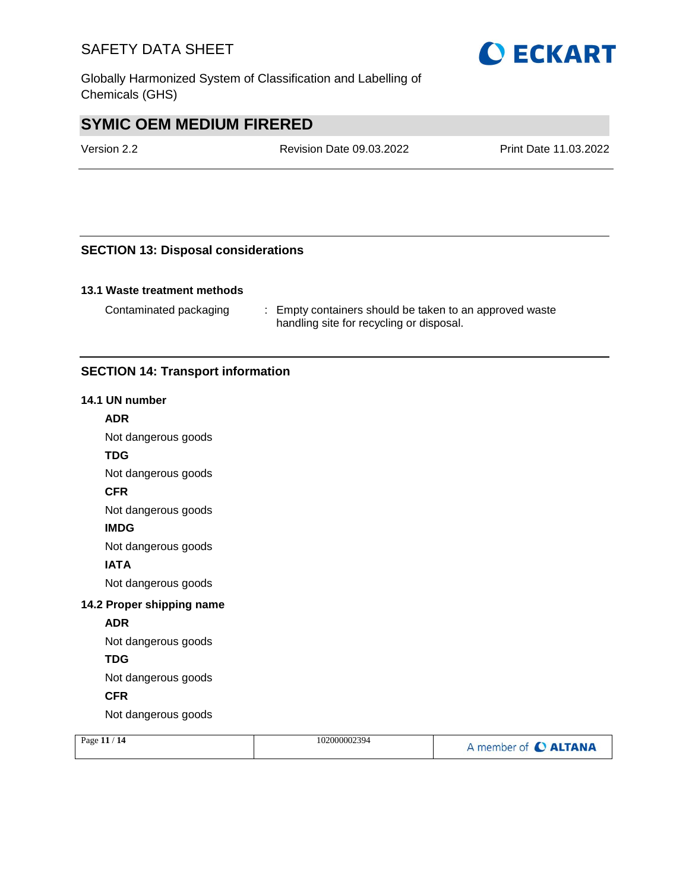## SECTION 13: Disposal considerations

### 13.1 Waste treatment methods

Contaminated packaging : Empty containers should be taken to an approved waste handling site for recycling or disposal.

## SECTION 14: Transport information

### 14.1 UN number

**ADR**

Not dangerous goods

**TDG**

Not dangerous goods

**CFR**

Not dangerous goods

**IMDG**

Not dangerous goods

**IATA**

Not dangerous goods

### 14.2 Proper shipping name

**ADR**

Not dangerous goods

**TDG**

Not dangerous goods

**CFR**

Not dangerous goods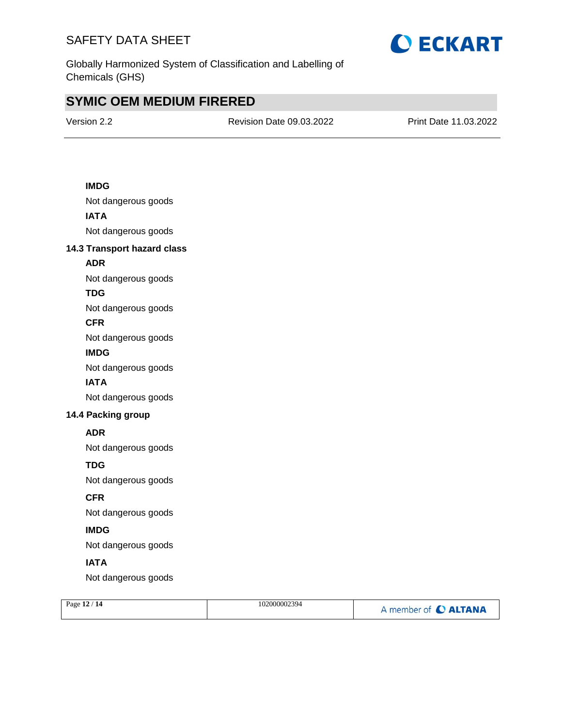**IMDG**

Not dangerous goods

**IATA**

Not dangerous goods

**14.3 Transport hazard class**

**ADR**

Not dangerous goods

**TDG**

Not dangerous goods

**CFR**

Not dangerous goods

**IMDG**

Not dangerous goods

**IATA**

Not dangerous goods

**14.4 Packing group**

**ADR**

Not dangerous goods

**TDG**

Not dangerous goods

**CFR**

Not dangerous goods

**IMDG**

Not dangerous goods

**IATA**

Not dangerous goods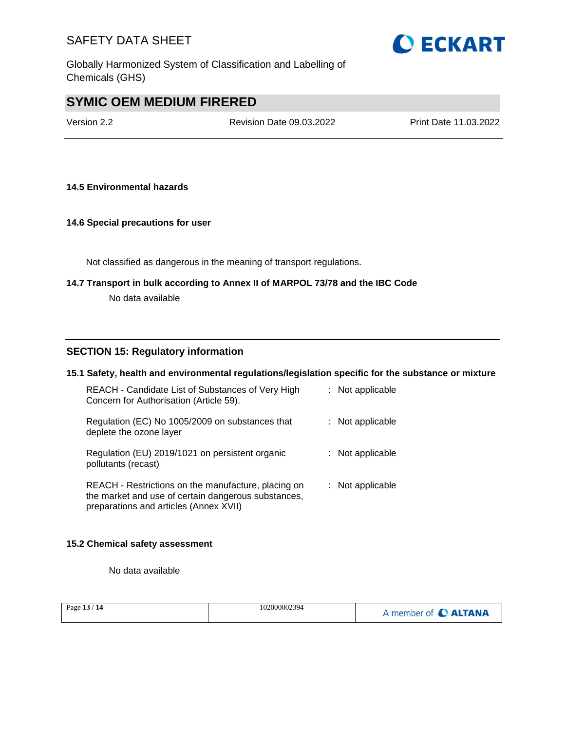### 14.5 Environmental hazards

### 14.6 Special precautions for user

Not classified as dangerous in the meaning of transport regulations.

### 14.7 Transport in bulk according to Annex II of MARPOL 73/78 and the IBC Code

No data available

## SECTION 15: Regulatory information

### 15.1 Safety, health and environmental regulations/legislation specific for the substance or mixture

| | | |
|---|---|---|
| REACH - Candidate List of Substances of Very High Concern for Authorisation (Article 59). | : | Not applicable |
| Regulation (EC) No 1005/2009 on substances that deplete the ozone layer | : | Not applicable |
| Regulation (EU) 2019/1021 on persistent organic pollutants (recast) | : | Not applicable |
| REACH - Restrictions on the manufacture, placing on the market and use of certain dangerous substances, preparations and articles (Annex XVII) | : | Not applicable |

### 15.2 Chemical safety assessment

No data available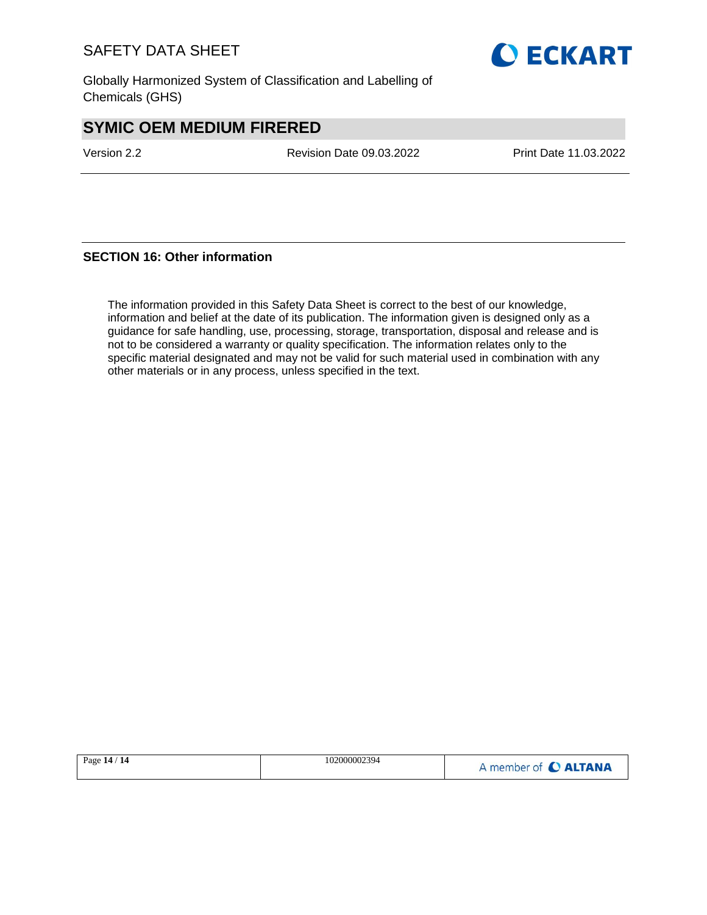## SECTION 16: Other information

The information provided in this Safety Data Sheet is correct to the best of our knowledge, information and belief at the date of its publication. The information given is designed only as a guidance for safe handling, use, processing, storage, transportation, disposal and release and is not to be considered a warranty or quality specification. The information relates only to the specific material designated and may not be valid for such material used in combination with any other materials or in any process, unless specified in the text.